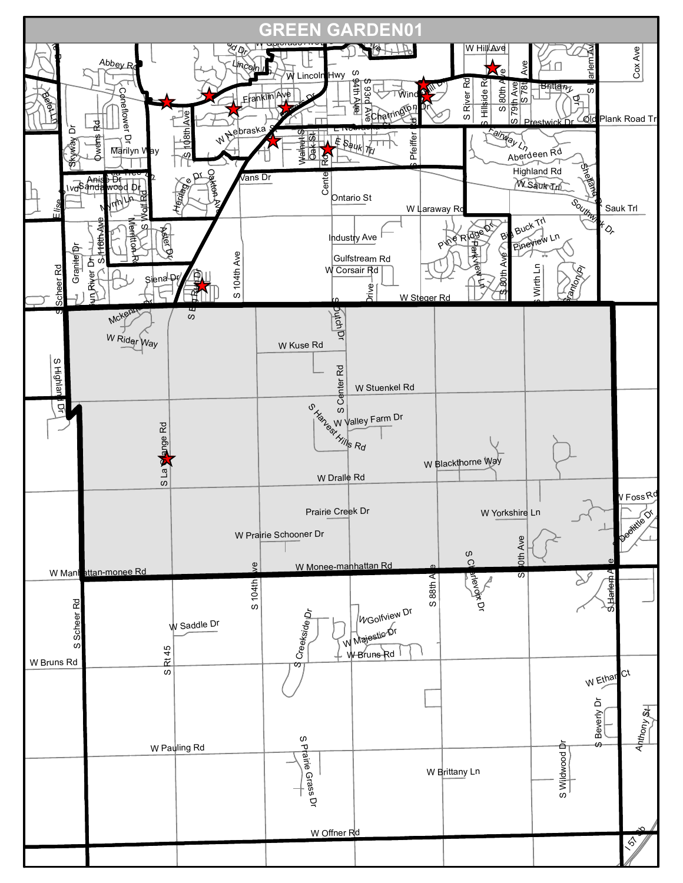# GREEN GARDEN01

W Hill Ave
Abbey Rd
Lincoln Ln
W Lincoln Hwy
Beloit Ln
Coneflower Dr
Franklin Ave
S 94th Ave
S 93rd Ave
Windhill Dr
S River Rd
S Hillside Rd
S 80th Ave
S 79th Ave
S 78th Ave
Brittany Dr
S Harlem Ave
Cox Ave
Charrington Dr
Prestwick Dr
Old Plank Road Trl
Skyway Dr
Owens Rd
S 108th Ave
W Nebraska St
E Nebraska St
Walnut St
Oak St
Center Rd
Sauk Trl
S Pfeiffer Rd
Fairway Ln
Marilyn Way
Aberdeen Rd
Highland Rd
Shetland Dr
Anise Dr
Sandalwood Dr
Heritage Dr
Oakton Ave
Vans Dr
W Sauk Trl
Elise
Myrh Ln
S Wolf Rd
Ontario St
W Laraway Rd
Sauk Trl
Southwick Dr
S 116th Ave
Merriton Rd
Aster Dr
Industry Ave
Pine Ridge Dr
Big Buck Trl
Pineview Ln
S Scheer Rd
Granite Dr
Sun River Dr
Gulfstream Rd
W Corsair Rd
Parkview Ln
S 80th Ave
S Wirth Ln
Stanton Pl
Siena Dr
S Bell Rd
S 104th Ave
Drive
W Steger Rd
Mckenna
W Rider Way
S Dutch Dr
W Kuse Rd
S Highland Dr
S Center Rd
W Stuenkel Rd
S Harvest Hills Rd
W Valley Farm Dr
S La Grange Rd
W Blackthorne Way
W Dralle Rd
W Foss Rd
Prairie Creek Dr
W Yorkshire Ln
Doolittle Dr
W Prairie Schooner Dr
S 80th Ave
S Charlevoix Dr
W Manhattan-monee Rd
W Monee-manhattan Rd
S 104th Ave
S 88th Ave
S Harlem Ave
S Scheer Rd
W Saddle Dr
S Creekside Dr
W Golfview Dr
W Majestic Dr
W Bruns Rd
W Bruns Rd
S Rt 45
W Ethan Ct
S Beverly Dr
Anthony St
S Prairie Grass Dr
W Pauling Rd
W Brittany Ln
S Wildwood Dr
W Offner Rd
I 57 sb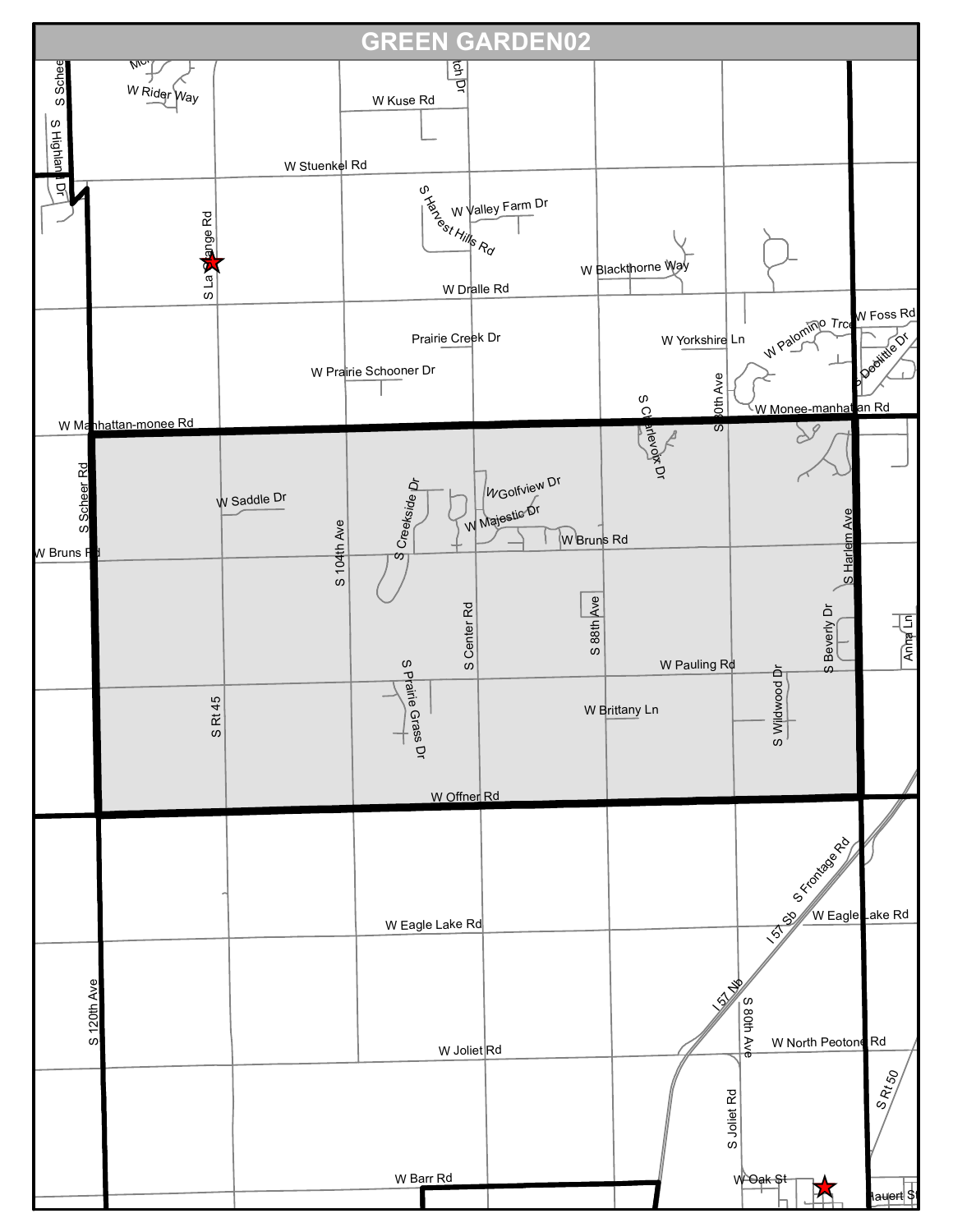# GREEN GARDEN02

S Scheer

W Rider Way

W Kuse Rd

S Highland Dr

W Stuenkel Rd

S Harvest Hills Rd

W Valley Farm Dr

S La Grange Rd

W Blackthorne Way

W Dralle Rd

W Foss Rd

Prairie Creek Dr

W Yorkshire Ln

W Palomino Trce

S Doolittle Dr

W Prairie Schooner Dr

S Charlevoix Dr

S 80th Ave

W Monee-manhattan Rd

W Manhattan-monee Rd

S Scheer Rd

W Saddle Dr

S Creekside Dr

W Golfview Dr

W Majestic Dr

S 104th Ave

W Bruns Rd

W Bruns Rd

S Harlem Ave

S 88th Ave

S Beverly Dr

Anna Ln

S Center Rd

W Pauling Rd

S Prairie Grass Dr

S Wildwood Dr

W Brittany Ln

S Rt 45

W Offner Rd

S Frontage Rd

W Eagle Lake Rd

W Eagle Lake Rd

I 57 Sb

S 120th Ave

I 57 Nb

S 80th Ave

W North Peotone Rd

W Joliet Rd

S Rt 50

S Joliet Rd

W Barr Rd

W Oak St

Hauert St